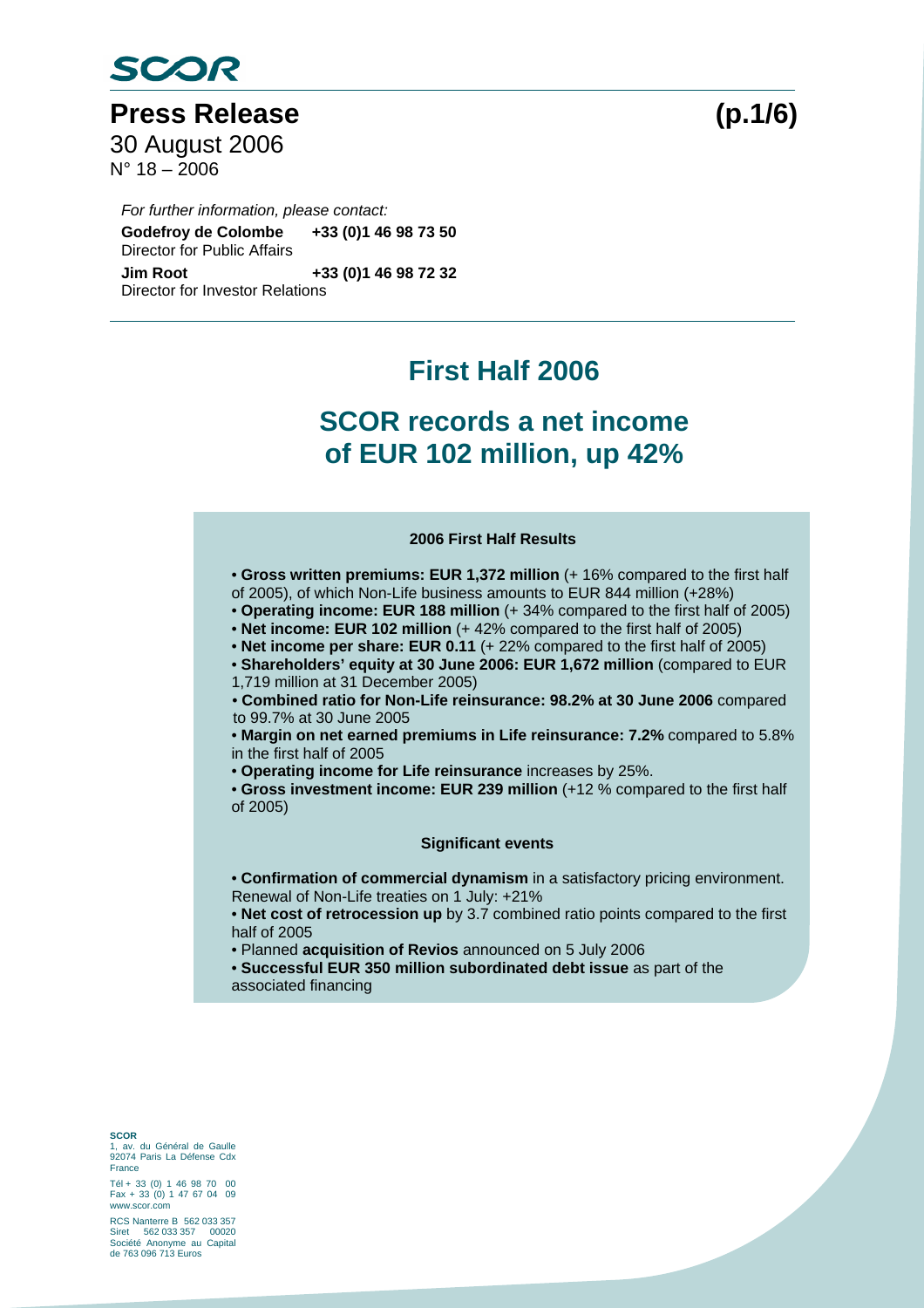SCOR

# Press Release

30 August 2006
N° 18 – 2006

*For further information, please contact:*

**Godefroy de Colombe** **+33 (0)1 46 98 73 50**
Director for Public Affairs

**Jim Root** **+33 (0)1 46 98 72 32**
Director for Investor Relations

## First Half 2006

## SCOR records a net income of EUR 102 million, up 42%

### 2006 First Half Results

- **Gross written premiums: EUR 1,372 million** (+ 16% compared to the first half of 2005), of which Non-Life business amounts to EUR 844 million (+28%)
- **Operating income: EUR 188 million** (+ 34% compared to the first half of 2005)
- **Net income: EUR 102 million** (+ 42% compared to the first half of 2005)
- **Net income per share: EUR 0.11** (+ 22% compared to the first half of 2005)
- **Shareholders' equity at 30 June 2006: EUR 1,672 million** (compared to EUR 1,719 million at 31 December 2005)
- **Combined ratio for Non-Life reinsurance: 98.2% at 30 June 2006** compared to 99.7% at 30 June 2005
- **Margin on net earned premiums in Life reinsurance: 7.2%** compared to 5.8% in the first half of 2005
- **Operating income for Life reinsurance** increases by 25%.
- **Gross investment income: EUR 239 million** (+12 % compared to the first half of 2005)

### Significant events

- **Confirmation of commercial dynamism** in a satisfactory pricing environment. Renewal of Non-Life treaties on 1 July: +21%
- **Net cost of retrocession up** by 3.7 combined ratio points compared to the first half of 2005
- Planned **acquisition of Revios** announced on 5 July 2006
- **Successful EUR 350 million subordinated debt issue** as part of the associated financing

**SCOR**
1, av. du Général de Gaulle
92074 Paris La Défense Cdx
France
Tél + 33 (0) 1 46 98 70 00
Fax + 33 (0) 1 47 67 04 09
www.scor.com
RCS Nanterre B 562 033 357
Siret 562 033 357 00020
Société Anonyme au Capital de 763 096 713 Euros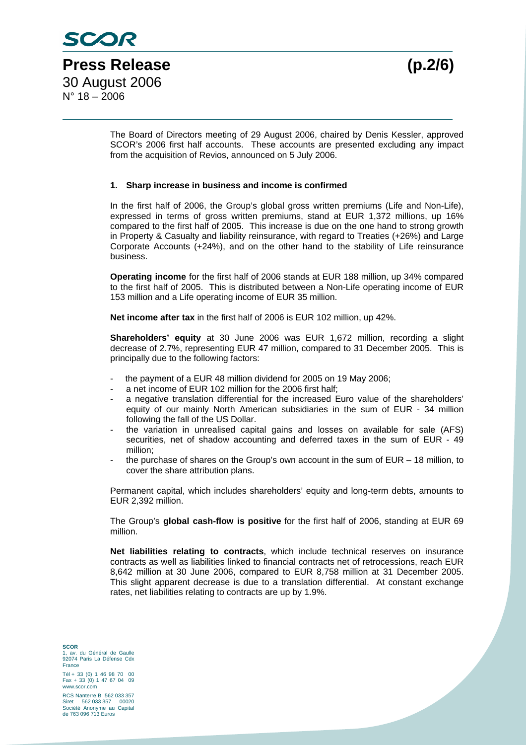The Board of Directors meeting of 29 August 2006, chaired by Denis Kessler, approved SCOR's 2006 first half accounts. These accounts are presented excluding any impact from the acquisition of Revios, announced on 5 July 2006.

### 1. Sharp increase in business and income is confirmed

In the first half of 2006, the Group's global gross written premiums (Life and Non-Life), expressed in terms of gross written premiums, stand at EUR 1,372 millions, up 16% compared to the first half of 2005. This increase is due on the one hand to strong growth in Property & Casualty and liability reinsurance, with regard to Treaties (+26%) and Large Corporate Accounts (+24%), and on the other hand to the stability of Life reinsurance business.

**Operating income** for the first half of 2006 stands at EUR 188 million, up 34% compared to the first half of 2005. This is distributed between a Non-Life operating income of EUR 153 million and a Life operating income of EUR 35 million.

**Net income after tax** in the first half of 2006 is EUR 102 million, up 42%.

**Shareholders' equity** at 30 June 2006 was EUR 1,672 million, recording a slight decrease of 2.7%, representing EUR 47 million, compared to 31 December 2005. This is principally due to the following factors:

- the payment of a EUR 48 million dividend for 2005 on 19 May 2006;
- a net income of EUR 102 million for the 2006 first half;
- a negative translation differential for the increased Euro value of the shareholders' equity of our mainly North American subsidiaries in the sum of EUR - 34 million following the fall of the US Dollar.
- the variation in unrealised capital gains and losses on available for sale (AFS) securities, net of shadow accounting and deferred taxes in the sum of EUR - 49 million;
- the purchase of shares on the Group's own account in the sum of EUR – 18 million, to cover the share attribution plans.

Permanent capital, which includes shareholders' equity and long-term debts, amounts to EUR 2,392 million.

The Group's **global cash-flow is positive** for the first half of 2006, standing at EUR 69 million.

**Net liabilities relating to contracts**, which include technical reserves on insurance contracts as well as liabilities linked to financial contracts net of retrocessions, reach EUR 8,642 million at 30 June 2006, compared to EUR 8,758 million at 31 December 2005. This slight apparent decrease is due to a translation differential. At constant exchange rates, net liabilities relating to contracts are up by 1.9%.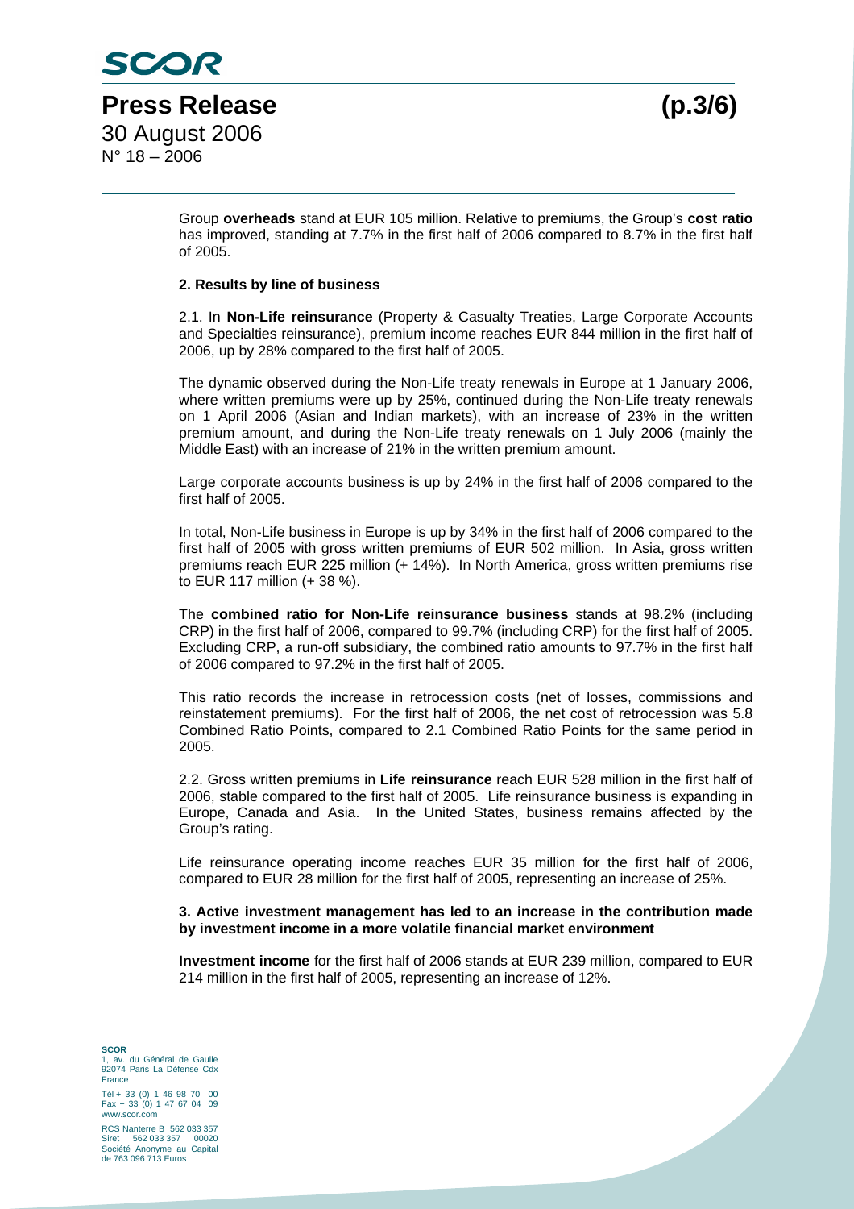Group **overheads** stand at EUR 105 million. Relative to premiums, the Group's **cost ratio** has improved, standing at 7.7% in the first half of 2006 compared to 8.7% in the first half of 2005.

**2. Results by line of business**

2.1. In **Non-Life reinsurance** (Property & Casualty Treaties, Large Corporate Accounts and Specialties reinsurance), premium income reaches EUR 844 million in the first half of 2006, up by 28% compared to the first half of 2005.

The dynamic observed during the Non-Life treaty renewals in Europe at 1 January 2006, where written premiums were up by 25%, continued during the Non-Life treaty renewals on 1 April 2006 (Asian and Indian markets), with an increase of 23% in the written premium amount, and during the Non-Life treaty renewals on 1 July 2006 (mainly the Middle East) with an increase of 21% in the written premium amount.

Large corporate accounts business is up by 24% in the first half of 2006 compared to the first half of 2005.

In total, Non-Life business in Europe is up by 34% in the first half of 2006 compared to the first half of 2005 with gross written premiums of EUR 502 million. In Asia, gross written premiums reach EUR 225 million (+ 14%). In North America, gross written premiums rise to EUR 117 million (+ 38 %).

The **combined ratio for Non-Life reinsurance business** stands at 98.2% (including CRP) in the first half of 2006, compared to 99.7% (including CRP) for the first half of 2005. Excluding CRP, a run-off subsidiary, the combined ratio amounts to 97.7% in the first half of 2006 compared to 97.2% in the first half of 2005.

This ratio records the increase in retrocession costs (net of losses, commissions and reinstatement premiums). For the first half of 2006, the net cost of retrocession was 5.8 Combined Ratio Points, compared to 2.1 Combined Ratio Points for the same period in 2005.

2.2. Gross written premiums in **Life reinsurance** reach EUR 528 million in the first half of 2006, stable compared to the first half of 2005. Life reinsurance business is expanding in Europe, Canada and Asia. In the United States, business remains affected by the Group's rating.

Life reinsurance operating income reaches EUR 35 million for the first half of 2006, compared to EUR 28 million for the first half of 2005, representing an increase of 25%.

**3. Active investment management has led to an increase in the contribution made by investment income in a more volatile financial market environment**

**Investment income** for the first half of 2006 stands at EUR 239 million, compared to EUR 214 million in the first half of 2005, representing an increase of 12%.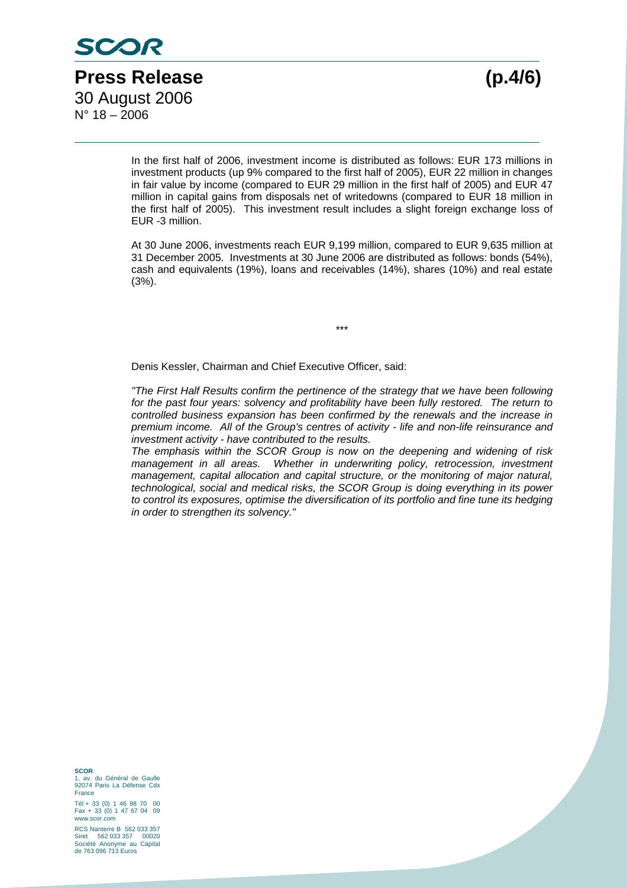In the first half of 2006, investment income is distributed as follows: EUR 173 millions in investment products (up 9% compared to the first half of 2005), EUR 22 million in changes in fair value by income (compared to EUR 29 million in the first half of 2005) and EUR 47 million in capital gains from disposals net of writedowns (compared to EUR 18 million in the first half of 2005). This investment result includes a slight foreign exchange loss of EUR -3 million.

At 30 June 2006, investments reach EUR 9,199 million, compared to EUR 9,635 million at 31 December 2005. Investments at 30 June 2006 are distributed as follows: bonds (54%), cash and equivalents (19%), loans and receivables (14%), shares (10%) and real estate (3%).

\*\*\*

Denis Kessler, Chairman and Chief Executive Officer, said:

*"The First Half Results confirm the pertinence of the strategy that we have been following for the past four years: solvency and profitability have been fully restored. The return to controlled business expansion has been confirmed by the renewals and the increase in premium income. All of the Group's centres of activity - life and non-life reinsurance and investment activity - have contributed to the results.*

*The emphasis within the SCOR Group is now on the deepening and widening of risk management in all areas. Whether in underwriting policy, retrocession, investment management, capital allocation and capital structure, or the monitoring of major natural, technological, social and medical risks, the SCOR Group is doing everything in its power to control its exposures, optimise the diversification of its portfolio and fine tune its hedging in order to strengthen its solvency."*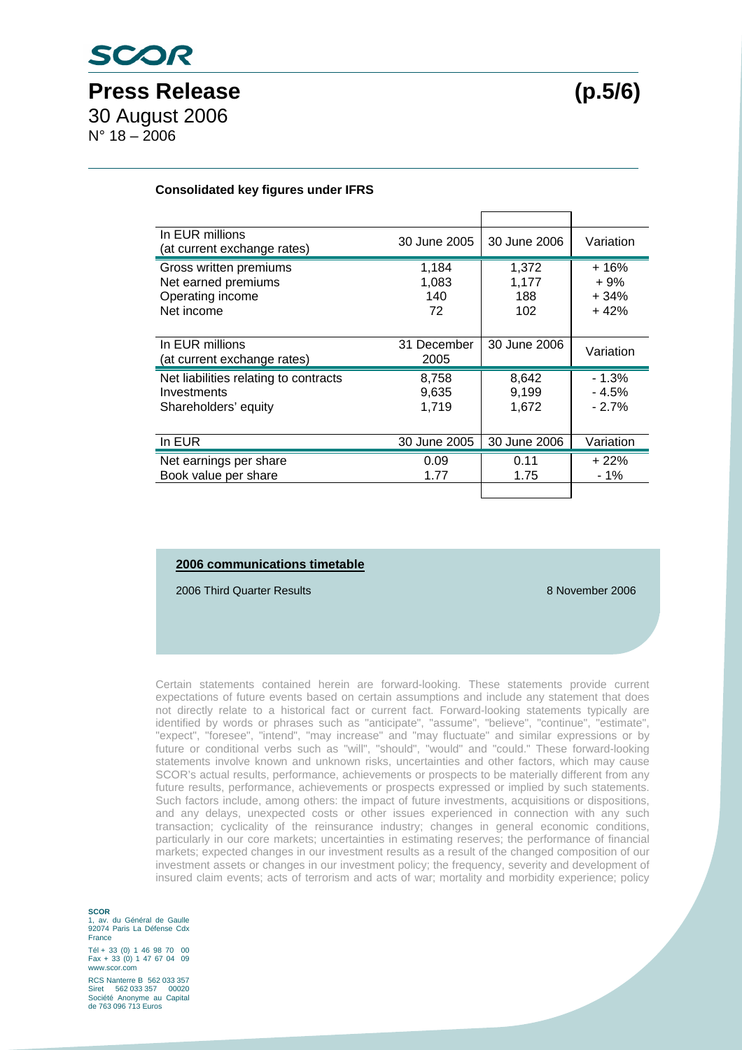# Press Release

30 August 2006
N° 18 – 2006

**Consolidated key figures under IFRS**

| In EUR millions (at current exchange rates) | 30 June 2005 | 30 June 2006 | Variation |
|---|---|---|---|
| Gross written premiums | 1,184 | 1,372 | + 16% |
| Net earned premiums | 1,083 | 1,177 | + 9% |
| Operating income | 140 | 188 | + 34% |
| Net income | 72 | 102 | + 42% |

| In EUR millions (at current exchange rates) | 31 December 2005 | 30 June 2006 | Variation |
|---|---|---|---|
| Net liabilities relating to contracts | 8,758 | 8,642 | - 1.3% |
| Investments | 9,635 | 9,199 | - 4.5% |
| Shareholders' equity | 1,719 | 1,672 | - 2.7% |

| In EUR | 30 June 2005 | 30 June 2006 | Variation |
|---|---|---|---|
| Net earnings per share | 0.09 | 0.11 | + 22% |
| Book value per share | 1.77 | 1.75 | - 1% |

**2006 communications timetable**

2006 Third Quarter Results — 8 November 2006

Certain statements contained herein are forward-looking. These statements provide current expectations of future events based on certain assumptions and include any statement that does not directly relate to a historical fact or current fact. Forward-looking statements typically are identified by words or phrases such as "anticipate", "assume", "believe", "continue", "estimate", "expect", "foresee", "intend", "may increase" and "may fluctuate" and similar expressions or by future or conditional verbs such as "will", "should", "would" and "could." These forward-looking statements involve known and unknown risks, uncertainties and other factors, which may cause SCOR's actual results, performance, achievements or prospects to be materially different from any future results, performance, achievements or prospects expressed or implied by such statements. Such factors include, among others: the impact of future investments, acquisitions or dispositions, and any delays, unexpected costs or other issues experienced in connection with any such transaction; cyclicality of the reinsurance industry; changes in general economic conditions, particularly in our core markets; uncertainties in estimating reserves; the performance of financial markets; expected changes in our investment results as a result of the changed composition of our investment assets or changes in our investment policy; the frequency, severity and development of insured claim events; acts of terrorism and acts of war; mortality and morbidity experience; policy

**SCOR**
1, av. du Général de Gaulle
92074 Paris La Défense Cdx
France

Tél + 33 (0) 1 46 98 70 00
Fax + 33 (0) 1 47 67 04 09
www.scor.com

RCS Nanterre B 562 033 357
Siret 562 033 357 00020
Société Anonyme au Capital de 763 096 713 Euros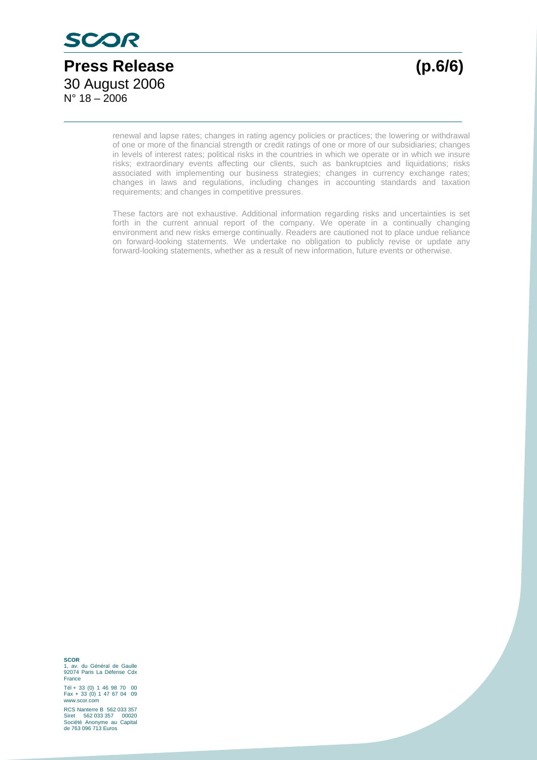renewal and lapse rates; changes in rating agency policies or practices; the lowering or withdrawal of one or more of the financial strength or credit ratings of one or more of our subsidiaries; changes in levels of interest rates; political risks in the countries in which we operate or in which we insure risks; extraordinary events affecting our clients, such as bankruptcies and liquidations; risks associated with implementing our business strategies; changes in currency exchange rates; changes in laws and regulations, including changes in accounting standards and taxation requirements; and changes in competitive pressures.

These factors are not exhaustive. Additional information regarding risks and uncertainties is set forth in the current annual report of the company. We operate in a continually changing environment and new risks emerge continually. Readers are cautioned not to place undue reliance on forward-looking statements. We undertake no obligation to publicly revise or update any forward-looking statements, whether as a result of new information, future events or otherwise.

**SCOR**
1, av. du Général de Gaulle
92074 Paris La Défense Cdx
France

Tél + 33 (0) 1 46 98 70 00
Fax + 33 (0) 1 47 67 04 09
www.scor.com

RCS Nanterre B 562 033 357
Siret 562 033 357 00020
Société Anonyme au Capital de 763 096 713 Euros